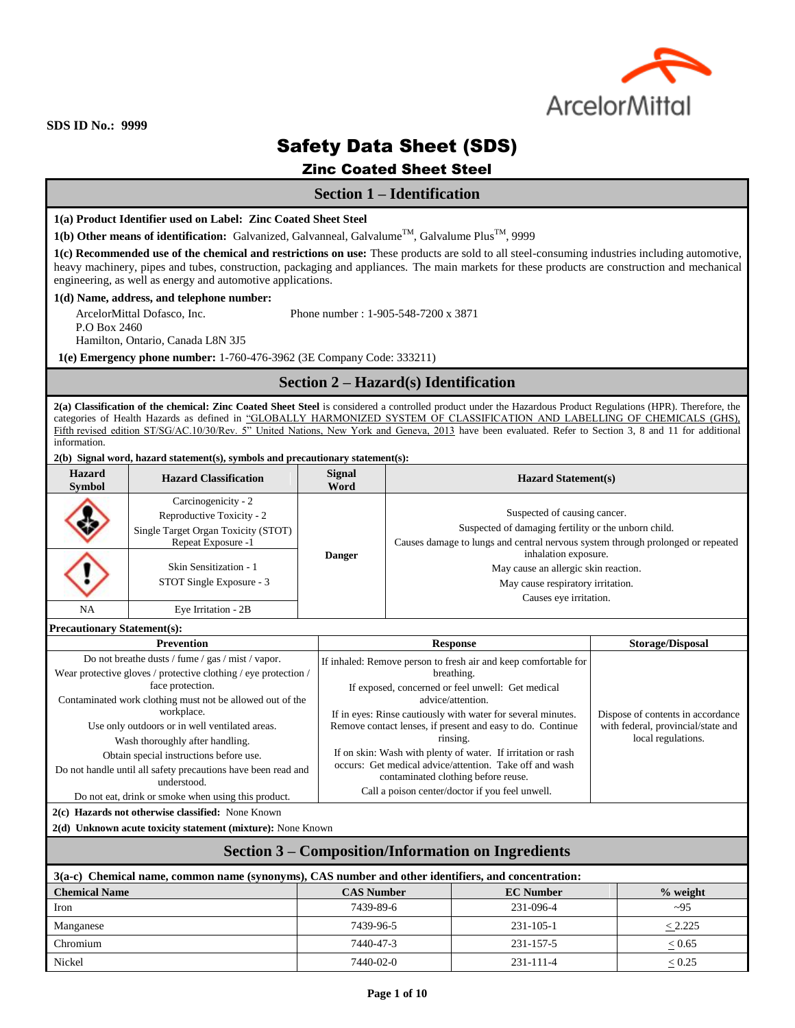**SDS ID No.: 9999**

# Safety Data Sheet (SDS)

## Zinc Coated Sheet Steel

## Section 1 – Identification

**1(a) Product Identifier used on Label: Zinc Coated Sheet Steel**

**1(b) Other means of identification:** Galvanized, Galvanneal, Galvalume™, Galvalume Plus™, 9999

**1(c) Recommended use of the chemical and restrictions on use:** These products are sold to all steel-consuming industries including automotive, heavy machinery, pipes and tubes, construction, packaging and appliances. The main markets for these products are construction and mechanical engineering, as well as energy and automotive applications.

**1(d) Name, address, and telephone number:**

ArcelorMittal Dofasco, Inc.
P.O Box 2460
Hamilton, Ontario, Canada L8N 3J5

Phone number : 1-905-548-7200 x 3871

**1(e) Emergency phone number:** 1-760-476-3962 (3E Company Code: 333211)

## Section 2 – Hazard(s) Identification

**2(a) Classification of the chemical: Zinc Coated Sheet Steel** is considered a controlled product under the Hazardous Product Regulations (HPR). Therefore, the categories of Health Hazards as defined in "GLOBALLY HARMONIZED SYSTEM OF CLASSIFICATION AND LABELLING OF CHEMICALS (GHS), Fifth revised edition ST/SG/AC.10/30/Rev. 5" United Nations, New York and Geneva, 2013 have been evaluated. Refer to Section 3, 8 and 11 for additional information.

**2(b) Signal word, hazard statement(s), symbols and precautionary statement(s):**

| Hazard Symbol | Hazard Classification | Signal Word | Hazard Statement(s) |
|---|---|---|---|
| (Health hazard) | Carcinogenicity - 2<br>Reproductive Toxicity - 2<br>Single Target Organ Toxicity (STOT) Repeat Exposure -1 | Danger | Suspected of causing cancer.<br>Suspected of damaging fertility or the unborn child.<br>Causes damage to lungs and central nervous system through prolonged or repeated inhalation exposure.<br>May cause an allergic skin reaction.<br>May cause respiratory irritation.<br>Causes eye irritation. |
| (Exclamation mark) | Skin Sensitization - 1<br>STOT Single Exposure - 3 | | |
| NA | Eye Irritation - 2B | | |

**Precautionary Statement(s):**

| Prevention | Response | Storage/Disposal |
|---|---|---|
| Do not breathe dusts / fume / gas / mist / vapor.<br>Wear protective gloves / protective clothing / eye protection / face protection.<br>Contaminated work clothing must not be allowed out of the workplace.<br>Use only outdoors or in well ventilated areas.<br>Wash thoroughly after handling.<br>Obtain special instructions before use.<br>Do not handle until all safety precautions have been read and understood.<br>Do not eat, drink or smoke when using this product. | If inhaled: Remove person to fresh air and keep comfortable for breathing.<br>If exposed, concerned or feel unwell: Get medical advice/attention.<br>If in eyes: Rinse cautiously with water for several minutes. Remove contact lenses, if present and easy to do. Continue rinsing.<br>If on skin: Wash with plenty of water. If irritation or rash occurs: Get medical advice/attention. Take off and wash contaminated clothing before reuse.<br>Call a poison center/doctor if you feel unwell. | Dispose of contents in accordance with federal, provincial/state and local regulations. |

**2(c) Hazards not otherwise classified:** None Known

**2(d) Unknown acute toxicity statement (mixture):** None Known

## Section 3 – Composition/Information on Ingredients

**3(a-c) Chemical name, common name (synonyms), CAS number and other identifiers, and concentration:**

| Chemical Name | CAS Number | EC Number | % weight |
|---|---|---|---|
| Iron | 7439-89-6 | 231-096-4 | ~95 |
| Manganese | 7439-96-5 | 231-105-1 | ≤ 2.225 |
| Chromium | 7440-47-3 | 231-157-5 | ≤ 0.65 |
| Nickel | 7440-02-0 | 231-111-4 | ≤ 0.25 |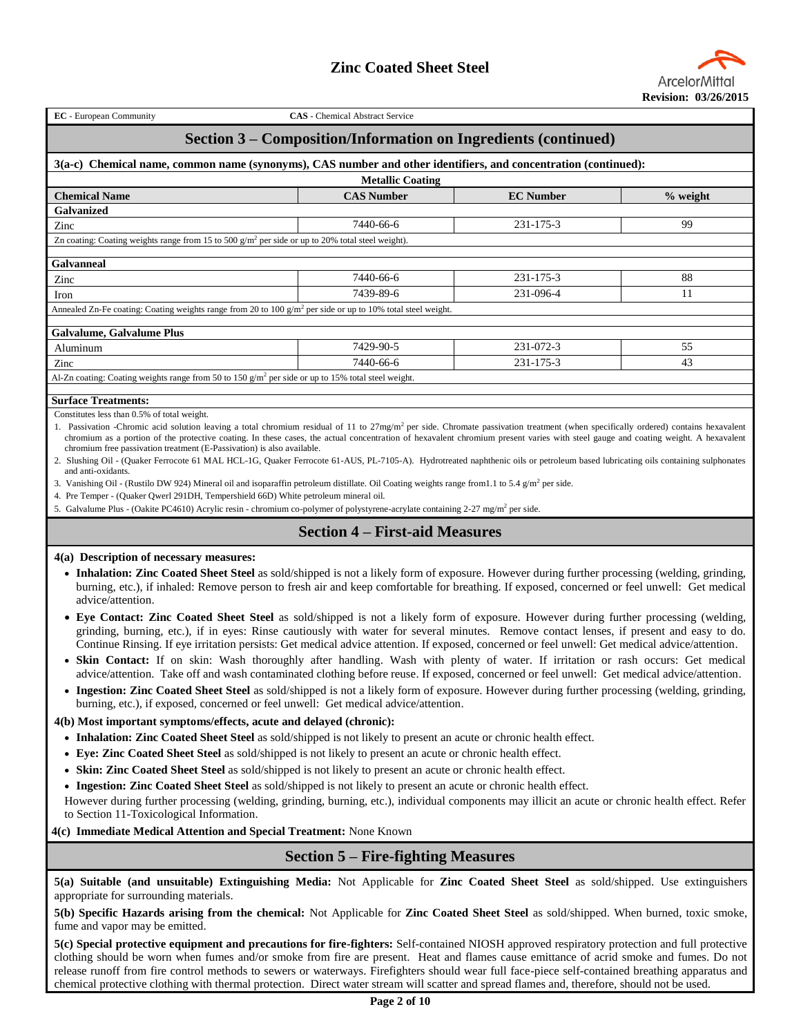**EC** - European Community **CAS** - Chemical Abstract Service

## Section 3 – Composition/Information on Ingredients (continued)

**3(a-c) Chemical name, common name (synonyms), CAS number and other identifiers, and concentration (continued):**

**Metallic Coating**

| Chemical Name | CAS Number | EC Number | % weight |
|---|---|---|---|
| **Galvanized** | | | |
| Zinc | 7440-66-6 | 231-175-3 | 99 |
| Zn coating: Coating weights range from 15 to 500 g/m$^2$ per side or up to 20% total steel weight). | | | |
| **Galvanneal** | | | |
| Zinc | 7440-66-6 | 231-175-3 | 88 |
| Iron | 7439-89-6 | 231-096-4 | 11 |
| Annealed Zn-Fe coating: Coating weights range from 20 to 100 g/m$^2$ per side or up to 10% total steel weight. | | | |
| **Galvalume, Galvalume Plus** | | | |
| Aluminum | 7429-90-5 | 231-072-3 | 55 |
| Zinc | 7440-66-6 | 231-175-3 | 43 |
| Al-Zn coating: Coating weights range from 50 to 150 g/m$^2$ per side or up to 15% total steel weight. | | | |

**Surface Treatments:**

Constitutes less than 0.5% of total weight.

1. Passivation -Chromic acid solution leaving a total chromium residual of 11 to 27mg/m$^2$ per side. Chromate passivation treatment (when specifically ordered) contains hexavalent chromium as a portion of the protective coating. In these cases, the actual concentration of hexavalent chromium present varies with steel gauge and coating weight. A hexavalent chromium free passivation treatment (E-Passivation) is also available.
2. Slushing Oil - (Quaker Ferrocote 61 MAL HCL-1G, Quaker Ferrocote 61-AUS, PL-7105-A). Hydrotreated naphthenic oils or petroleum based lubricating oils containing sulphonates and anti-oxidants.
3. Vanishing Oil - (Rustilo DW 924) Mineral oil and isoparaffin petroleum distillate. Oil Coating weights range from1.1 to 5.4 g/m$^2$ per side.
4. Pre Temper - (Quaker Qwerl 291DH, Tempershield 66D) White petroleum mineral oil.
5. Galvalume Plus - (Oakite PC4610) Acrylic resin - chromium co-polymer of polystyrene-acrylate containing 2-27 mg/m$^2$ per side.

## Section 4 – First-aid Measures

**4(a) Description of necessary measures:**

- **Inhalation: Zinc Coated Sheet Steel** as sold/shipped is not a likely form of exposure. However during further processing (welding, grinding, burning, etc.), if inhaled: Remove person to fresh air and keep comfortable for breathing. If exposed, concerned or feel unwell: Get medical advice/attention.
- **Eye Contact: Zinc Coated Sheet Steel** as sold/shipped is not a likely form of exposure. However during further processing (welding, grinding, burning, etc.), if in eyes: Rinse cautiously with water for several minutes. Remove contact lenses, if present and easy to do. Continue Rinsing. If eye irritation persists: Get medical advice attention. If exposed, concerned or feel unwell: Get medical advice/attention.
- **Skin Contact:** If on skin: Wash thoroughly after handling. Wash with plenty of water. If irritation or rash occurs: Get medical advice/attention. Take off and wash contaminated clothing before reuse. If exposed, concerned or feel unwell: Get medical advice/attention.
- **Ingestion: Zinc Coated Sheet Steel** as sold/shipped is not a likely form of exposure. However during further processing (welding, grinding, burning, etc.), if exposed, concerned or feel unwell: Get medical advice/attention.

**4(b) Most important symptoms/effects, acute and delayed (chronic):**

- **Inhalation: Zinc Coated Sheet Steel** as sold/shipped is not likely to present an acute or chronic health effect.
- **Eye: Zinc Coated Sheet Steel** as sold/shipped is not likely to present an acute or chronic health effect.
- **Skin: Zinc Coated Sheet Steel** as sold/shipped is not likely to present an acute or chronic health effect.
- **Ingestion: Zinc Coated Sheet Steel** as sold/shipped is not likely to present an acute or chronic health effect.

However during further processing (welding, grinding, burning, etc.), individual components may illicit an acute or chronic health effect. Refer to Section 11-Toxicological Information.

**4(c) Immediate Medical Attention and Special Treatment:** None Known

## Section 5 – Fire-fighting Measures

**5(a) Suitable (and unsuitable) Extinguishing Media:** Not Applicable for **Zinc Coated Sheet Steel** as sold/shipped. Use extinguishers appropriate for surrounding materials.

**5(b) Specific Hazards arising from the chemical:** Not Applicable for **Zinc Coated Sheet Steel** as sold/shipped. When burned, toxic smoke, fume and vapor may be emitted.

**5(c) Special protective equipment and precautions for fire-fighters:** Self-contained NIOSH approved respiratory protection and full protective clothing should be worn when fumes and/or smoke from fire are present. Heat and flames cause emittance of acrid smoke and fumes. Do not release runoff from fire control methods to sewers or waterways. Firefighters should wear full face-piece self-contained breathing apparatus and chemical protective clothing with thermal protection. Direct water stream will scatter and spread flames and, therefore, should not be used.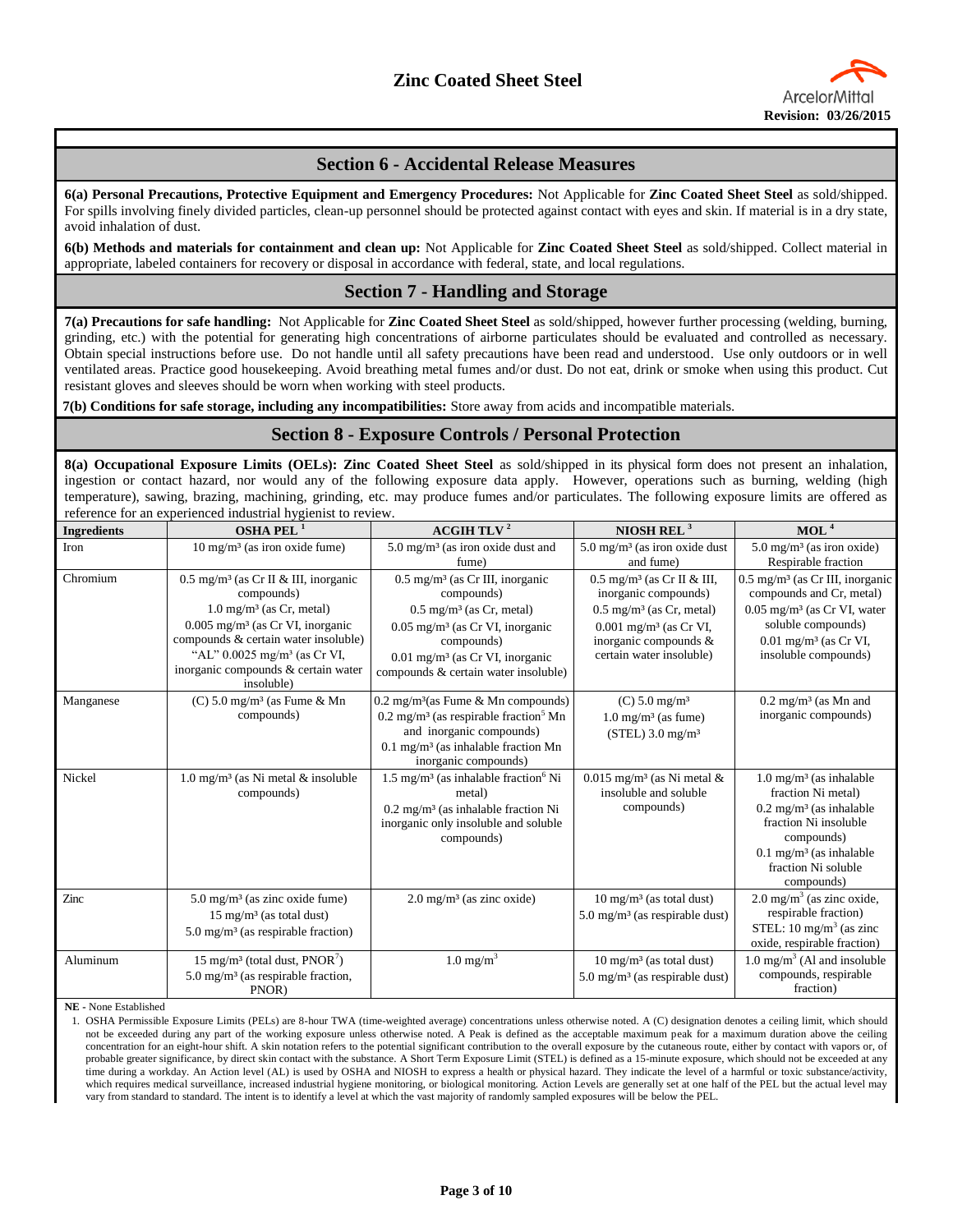## Section 6 - Accidental Release Measures

**6(a) Personal Precautions, Protective Equipment and Emergency Procedures:** Not Applicable for **Zinc Coated Sheet Steel** as sold/shipped. For spills involving finely divided particles, clean-up personnel should be protected against contact with eyes and skin. If material is in a dry state, avoid inhalation of dust.

**6(b) Methods and materials for containment and clean up:** Not Applicable for **Zinc Coated Sheet Steel** as sold/shipped. Collect material in appropriate, labeled containers for recovery or disposal in accordance with federal, state, and local regulations.

## Section 7 - Handling and Storage

**7(a) Precautions for safe handling:** Not Applicable for **Zinc Coated Sheet Steel** as sold/shipped, however further processing (welding, burning, grinding, etc.) with the potential for generating high concentrations of airborne particulates should be evaluated and controlled as necessary. Obtain special instructions before use. Do not handle until all safety precautions have been read and understood. Use only outdoors or in well ventilated areas. Practice good housekeeping. Avoid breathing metal fumes and/or dust. Do not eat, drink or smoke when using this product. Cut resistant gloves and sleeves should be worn when working with steel products.

**7(b) Conditions for safe storage, including any incompatibilities:** Store away from acids and incompatible materials.

## Section 8 - Exposure Controls / Personal Protection

**8(a) Occupational Exposure Limits (OELs): Zinc Coated Sheet Steel** as sold/shipped in its physical form does not present an inhalation, ingestion or contact hazard, nor would any of the following exposure data apply. However, operations such as burning, welding (high temperature), sawing, brazing, machining, grinding, etc. may produce fumes and/or particulates. The following exposure limits are offered as reference for an experienced industrial hygienist to review.

| Ingredients | OSHA PEL [1] | ACGIH TLV [2] | NIOSH REL [3] | MOL [4] |
|---|---|---|---|---|
| Iron | 10 mg/m³ (as iron oxide fume) | 5.0 mg/m³ (as iron oxide dust and fume) | 5.0 mg/m³ (as iron oxide dust and fume) | 5.0 mg/m³ (as iron oxide) Respirable fraction |
| Chromium | 0.5 mg/m³ (as Cr II & III, inorganic compounds)<br>1.0 mg/m³ (as Cr, metal)<br>0.005 mg/m³ (as Cr VI, inorganic compounds & certain water insoluble)<br>"AL" 0.0025 mg/m³ (as Cr VI, inorganic compounds & certain water insoluble) | 0.5 mg/m³ (as Cr III, inorganic compounds)<br>0.5 mg/m³ (as Cr, metal)<br>0.05 mg/m³ (as Cr VI, inorganic compounds)<br>0.01 mg/m³ (as Cr VI, inorganic compounds & certain water insoluble) | 0.5 mg/m³ (as Cr II & III, inorganic compounds)<br>0.5 mg/m³ (as Cr, metal)<br>0.001 mg/m³ (as Cr VI, inorganic compounds & certain water insoluble) | 0.5 mg/m³ (as Cr III, inorganic compounds and Cr, metal)<br>0.05 mg/m³ (as Cr VI, water soluble compounds)<br>0.01 mg/m³ (as Cr VI, insoluble compounds) |
| Manganese | (C) 5.0 mg/m³ (as Fume & Mn compounds) | 0.2 mg/m³(as Fume & Mn compounds)<br>0.2 mg/m³ (as respirable fraction[5] Mn and inorganic compounds)<br>0.1 mg/m³ (as inhalable fraction Mn inorganic compounds) | (C) 5.0 mg/m³<br>1.0 mg/m³ (as fume)<br>(STEL) 3.0 mg/m³ | 0.2 mg/m³ (as Mn and inorganic compounds) |
| Nickel | 1.0 mg/m³ (as Ni metal & insoluble compounds) | 1.5 mg/m³ (as inhalable fraction[6] Ni metal)<br>0.2 mg/m³ (as inhalable fraction Ni inorganic only insoluble and soluble compounds) | 0.015 mg/m³ (as Ni metal & insoluble and soluble compounds) | 1.0 mg/m³ (as inhalable fraction Ni metal)<br>0.2 mg/m³ (as inhalable fraction Ni insoluble compounds)<br>0.1 mg/m³ (as inhalable fraction Ni soluble compounds) |
| Zinc | 5.0 mg/m³ (as zinc oxide fume)<br>15 mg/m³ (as total dust)<br>5.0 mg/m³ (as respirable fraction) | 2.0 mg/m³ (as zinc oxide) | 10 mg/m³ (as total dust)<br>5.0 mg/m³ (as respirable dust) | 2.0 mg/m³ (as zinc oxide, respirable fraction)<br>STEL: 10 mg/m³ (as zinc oxide, respirable fraction) |
| Aluminum | 15 mg/m³ (total dust, PNOR[7])<br>5.0 mg/m³ (as respirable fraction, PNOR) | 1.0 mg/m³ | 10 mg/m³ (as total dust)<br>5.0 mg/m³ (as respirable dust) | 1.0 mg/m³ (Al and insoluble compounds, respirable fraction) |

**NE** - None Established

1. OSHA Permissible Exposure Limits (PELs) are 8-hour TWA (time-weighted average) concentrations unless otherwise noted. A (C) designation denotes a ceiling limit, which should not be exceeded during any part of the working exposure unless otherwise noted. A Peak is defined as the acceptable maximum peak for a maximum duration above the ceiling concentration for an eight-hour shift. A skin notation refers to the potential significant contribution to the overall exposure by the cutaneous route, either by contact with vapors or, of probable greater significance, by direct skin contact with the substance. A Short Term Exposure Limit (STEL) is defined as a 15-minute exposure, which should not be exceeded at any time during a workday. An Action level (AL) is used by OSHA and NIOSH to express a health or physical hazard. They indicate the level of a harmful or toxic substance/activity, which requires medical surveillance, increased industrial hygiene monitoring, or biological monitoring. Action Levels are generally set at one half of the PEL but the actual level may vary from standard to standard. The intent is to identify a level at which the vast majority of randomly sampled exposures will be below the PEL.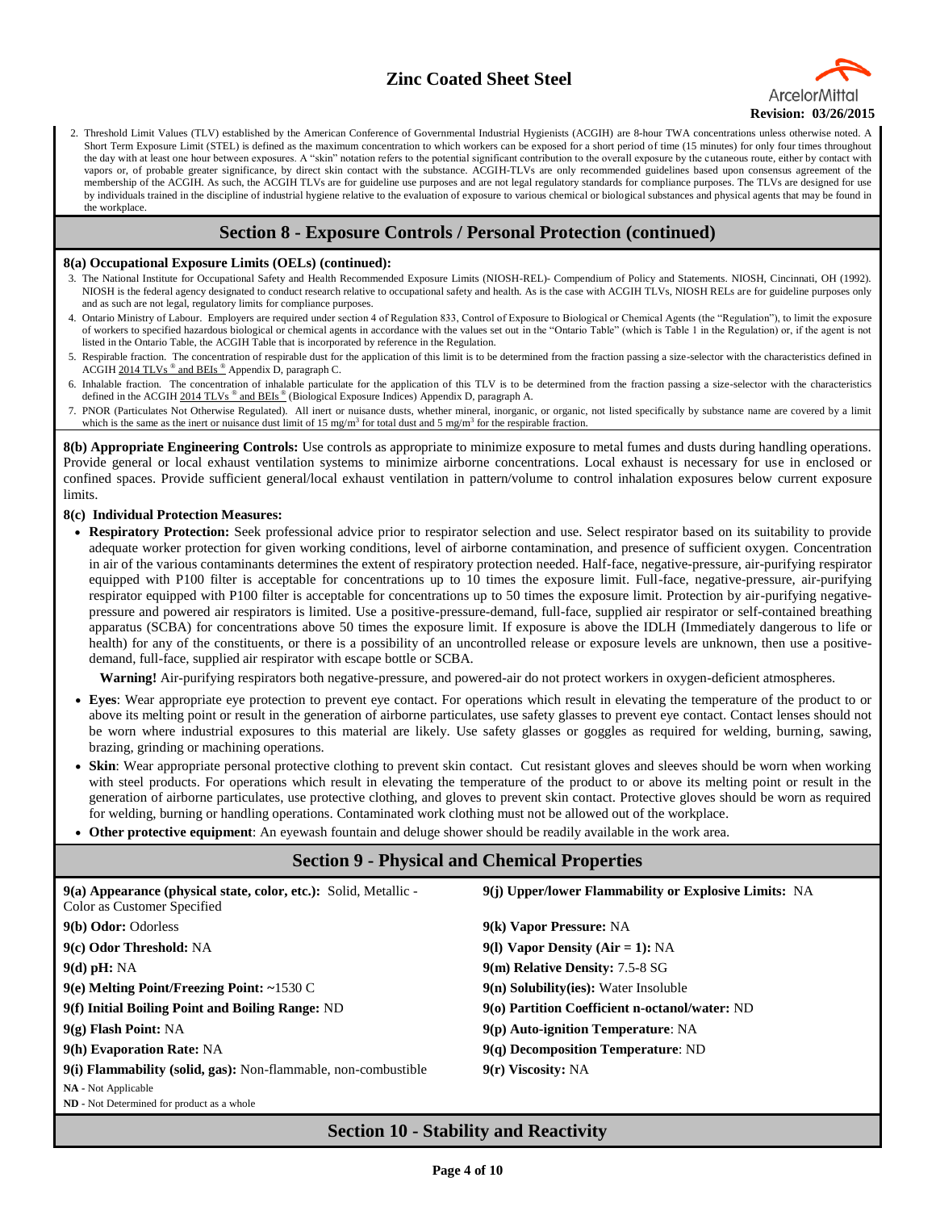2. Threshold Limit Values (TLV) established by the American Conference of Governmental Industrial Hygienists (ACGIH) are 8-hour TWA concentrations unless otherwise noted. A Short Term Exposure Limit (STEL) is defined as the maximum concentration to which workers can be exposed for a short period of time (15 minutes) for only four times throughout the day with at least one hour between exposures. A "skin" notation refers to the potential significant contribution to the overall exposure by the cutaneous route, either by contact with vapors or, of probable greater significance, by direct skin contact with the substance. ACGIH-TLVs are only recommended guidelines based upon consensus agreement of the membership of the ACGIH. As such, the ACGIH TLVs are for guideline use purposes and are not legal regulatory standards for compliance purposes. The TLVs are designed for use by individuals trained in the discipline of industrial hygiene relative to the evaluation of exposure to various chemical or biological substances and physical agents that may be found in the workplace.

## Section 8 - Exposure Controls / Personal Protection (continued)

**8(a) Occupational Exposure Limits (OELs) (continued):**

3. The National Institute for Occupational Safety and Health Recommended Exposure Limits (NIOSH-REL)- Compendium of Policy and Statements. NIOSH, Cincinnati, OH (1992). NIOSH is the federal agency designated to conduct research relative to occupational safety and health. As is the case with ACGIH TLVs, NIOSH RELs are for guideline purposes only and as such are not legal, regulatory limits for compliance purposes.
4. Ontario Ministry of Labour. Employers are required under section 4 of Regulation 833, Control of Exposure to Biological or Chemical Agents (the "Regulation"), to limit the exposure of workers to specified hazardous biological or chemical agents in accordance with the values set out in the "Ontario Table" (which is Table 1 in the Regulation) or, if the agent is not listed in the Ontario Table, the ACGIH Table that is incorporated by reference in the Regulation.
5. Respirable fraction. The concentration of respirable dust for the application of this limit is to be determined from the fraction passing a size-selector with the characteristics defined in ACGIH 2014 TLVs ® and BEIs ® Appendix D, paragraph C.
6. Inhalable fraction. The concentration of inhalable particulate for the application of this TLV is to be determined from the fraction passing a size-selector with the characteristics defined in the ACGIH 2014 TLVs ® and BEIs ® (Biological Exposure Indices) Appendix D, paragraph A.
7. PNOR (Particulates Not Otherwise Regulated). All inert or nuisance dusts, whether mineral, inorganic, or organic, not listed specifically by substance name are covered by a limit which is the same as the inert or nuisance dust limit of 15 mg/m$^3$ for total dust and 5 mg/m$^3$ for the respirable fraction.

**8(b) Appropriate Engineering Controls:** Use controls as appropriate to minimize exposure to metal fumes and dusts during handling operations. Provide general or local exhaust ventilation systems to minimize airborne concentrations. Local exhaust is necessary for use in enclosed or confined spaces. Provide sufficient general/local exhaust ventilation in pattern/volume to control inhalation exposures below current exposure limits.

**8(c) Individual Protection Measures:**

- **Respiratory Protection:** Seek professional advice prior to respirator selection and use. Select respirator based on its suitability to provide adequate worker protection for given working conditions, level of airborne contamination, and presence of sufficient oxygen. Concentration in air of the various contaminants determines the extent of respiratory protection needed. Half-face, negative-pressure, air-purifying respirator equipped with P100 filter is acceptable for concentrations up to 10 times the exposure limit. Full-face, negative-pressure, air-purifying respirator equipped with P100 filter is acceptable for concentrations up to 50 times the exposure limit. Protection by air-purifying negative-pressure and powered air respirators is limited. Use a positive-pressure-demand, full-face, supplied air respirator or self-contained breathing apparatus (SCBA) for concentrations above 50 times the exposure limit. If exposure is above the IDLH (Immediately dangerous to life or health) for any of the constituents, or there is a possibility of an uncontrolled release or exposure levels are unknown, then use a positive-demand, full-face, supplied air respirator with escape bottle or SCBA.

  **Warning!** Air-purifying respirators both negative-pressure, and powered-air do not protect workers in oxygen-deficient atmospheres.

- **Eyes**: Wear appropriate eye protection to prevent eye contact. For operations which result in elevating the temperature of the product to or above its melting point or result in the generation of airborne particulates, use safety glasses to prevent eye contact. Contact lenses should not be worn where industrial exposures to this material are likely. Use safety glasses or goggles as required for welding, burning, sawing, brazing, grinding or machining operations.
- **Skin**: Wear appropriate personal protective clothing to prevent skin contact. Cut resistant gloves and sleeves should be worn when working with steel products. For operations which result in elevating the temperature of the product to or above its melting point or result in the generation of airborne particulates, use protective clothing, and gloves to prevent skin contact. Protective gloves should be worn as required for welding, burning or handling operations. Contaminated work clothing must not be allowed out of the workplace.
- **Other protective equipment**: An eyewash fountain and deluge shower should be readily available in the work area.

## Section 9 - Physical and Chemical Properties

**9(a) Appearance (physical state, color, etc.):** Solid, Metallic - Color as Customer Specified

**9(b) Odor:** Odorless

**9(c) Odor Threshold:** NA

**9(d) pH:** NA

**9(e) Melting Point/Freezing Point:** ~1530 C

**9(f) Initial Boiling Point and Boiling Range:** ND

**9(g) Flash Point:** NA

**9(h) Evaporation Rate:** NA

**9(i) Flammability (solid, gas):** Non-flammable, non-combustible

**9(j) Upper/lower Flammability or Explosive Limits:** NA

**9(k) Vapor Pressure:** NA

**9(l) Vapor Density (Air = 1):** NA

**9(m) Relative Density:** 7.5-8 SG

**9(n) Solubility(ies):** Water Insoluble

**9(o) Partition Coefficient n-octanol/water:** ND

**9(p) Auto-ignition Temperature**: NA

**9(q) Decomposition Temperature**: ND

**9(r) Viscosity:** NA

**NA** - Not Applicable

**ND** - Not Determined for product as a whole

## Section 10 - Stability and Reactivity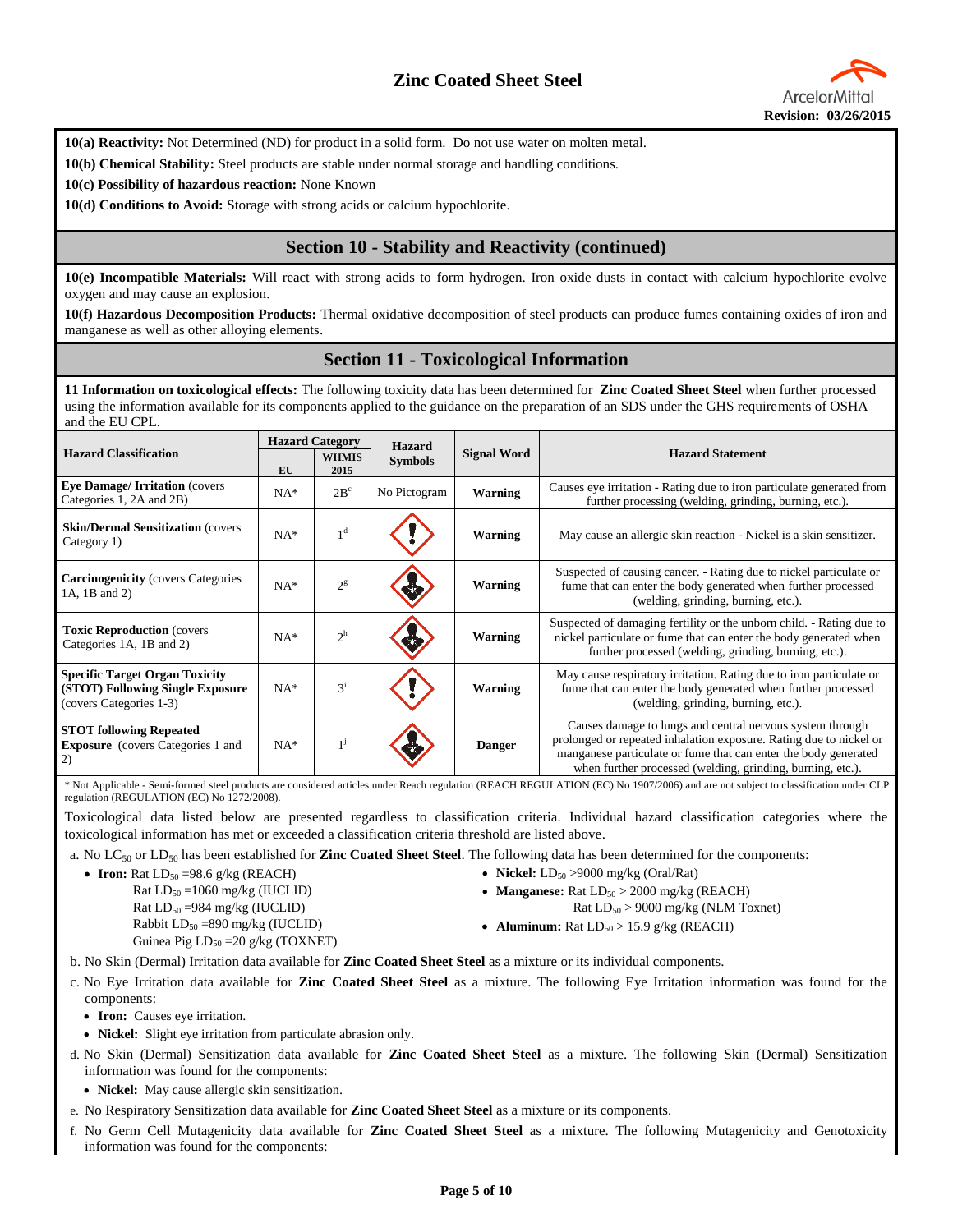**10(a) Reactivity:** Not Determined (ND) for product in a solid form. Do not use water on molten metal.

**10(b) Chemical Stability:** Steel products are stable under normal storage and handling conditions.

**10(c) Possibility of hazardous reaction:** None Known

**10(d) Conditions to Avoid:** Storage with strong acids or calcium hypochlorite.

## Section 10 - Stability and Reactivity (continued)

**10(e) Incompatible Materials:** Will react with strong acids to form hydrogen. Iron oxide dusts in contact with calcium hypochlorite evolve oxygen and may cause an explosion.

**10(f) Hazardous Decomposition Products:** Thermal oxidative decomposition of steel products can produce fumes containing oxides of iron and manganese as well as other alloying elements.

## Section 11 - Toxicological Information

**11 Information on toxicological effects:** The following toxicity data has been determined for **Zinc Coated Sheet Steel** when further processed using the information available for its components applied to the guidance on the preparation of an SDS under the GHS requirements of OSHA and the EU CPL.

| Hazard Classification | Hazard Category | | Hazard Symbols | Signal Word | Hazard Statement |
|---|---|---|---|---|---|
| | EU | WHMIS 2015 | | | |
| **Eye Damage/ Irritation** (covers Categories 1, 2A and 2B) | NA* | 2B[c] | No Pictogram | **Warning** | Causes eye irritation - Rating due to iron particulate generated from further processing (welding, grinding, burning, etc.). |
| **Skin/Dermal Sensitization** (covers Category 1) | NA* | 1[d] | | **Warning** | May cause an allergic skin reaction - Nickel is a skin sensitizer. |
| **Carcinogenicity** (covers Categories 1A, 1B and 2) | NA* | 2[g] | | **Warning** | Suspected of causing cancer. - Rating due to nickel particulate or fume that can enter the body generated when further processed (welding, grinding, burning, etc.). |
| **Toxic Reproduction** (covers Categories 1A, 1B and 2) | NA* | 2[h] | | **Warning** | Suspected of damaging fertility or the unborn child. - Rating due to nickel particulate or fume that can enter the body generated when further processed (welding, grinding, burning, etc.). |
| **Specific Target Organ Toxicity (STOT) Following Single Exposure** (covers Categories 1-3) | NA* | 3[i] | | **Warning** | May cause respiratory irritation. Rating due to iron particulate or fume that can enter the body generated when further processed (welding, grinding, burning, etc.). |
| **STOT following Repeated Exposure** (covers Categories 1 and 2) | NA* | 1[j] | | **Danger** | Causes damage to lungs and central nervous system through prolonged or repeated inhalation exposure. Rating due to nickel or manganese particulate or fume that can enter the body generated when further processed (welding, grinding, burning, etc.). |

\* Not Applicable - Semi-formed steel products are considered articles under Reach regulation (REACH REGULATION (EC) No 1907/2006) and are not subject to classification under CLP regulation (REGULATION (EC) No 1272/2008).

Toxicological data listed below are presented regardless to classification criteria. Individual hazard classification categories where the toxicological information has met or exceeded a classification criteria threshold are listed above.

a. No $LC_{50}$ or $LD_{50}$ has been established for **Zinc Coated Sheet Steel**. The following data has been determined for the components:

- **Iron:** Rat $LD_{50}$ =98.6 g/kg (REACH)
  Rat $LD_{50}$ =1060 mg/kg (IUCLID)
  Rat $LD_{50}$ =984 mg/kg (IUCLID)
  Rabbit $LD_{50}$ =890 mg/kg (IUCLID)
  Guinea Pig $LD_{50}$ =20 g/kg (TOXNET)
- **Nickel:** $LD_{50}$ >9000 mg/kg (Oral/Rat)
- **Manganese:** Rat $LD_{50}$ > 2000 mg/kg (REACH)
  Rat $LD_{50}$ > 9000 mg/kg (NLM Toxnet)
- **Aluminum:** Rat $LD_{50}$ > 15.9 g/kg (REACH)

b. No Skin (Dermal) Irritation data available for **Zinc Coated Sheet Steel** as a mixture or its individual components.

c. No Eye Irritation data available for **Zinc Coated Sheet Steel** as a mixture. The following Eye Irritation information was found for the components:

- **Iron:** Causes eye irritation.
- **Nickel:** Slight eye irritation from particulate abrasion only.

d. No Skin (Dermal) Sensitization data available for **Zinc Coated Sheet Steel** as a mixture. The following Skin (Dermal) Sensitization information was found for the components:

- **Nickel:** May cause allergic skin sensitization.

e. No Respiratory Sensitization data available for **Zinc Coated Sheet Steel** as a mixture or its components.

f. No Germ Cell Mutagenicity data available for **Zinc Coated Sheet Steel** as a mixture. The following Mutagenicity and Genotoxicity information was found for the components: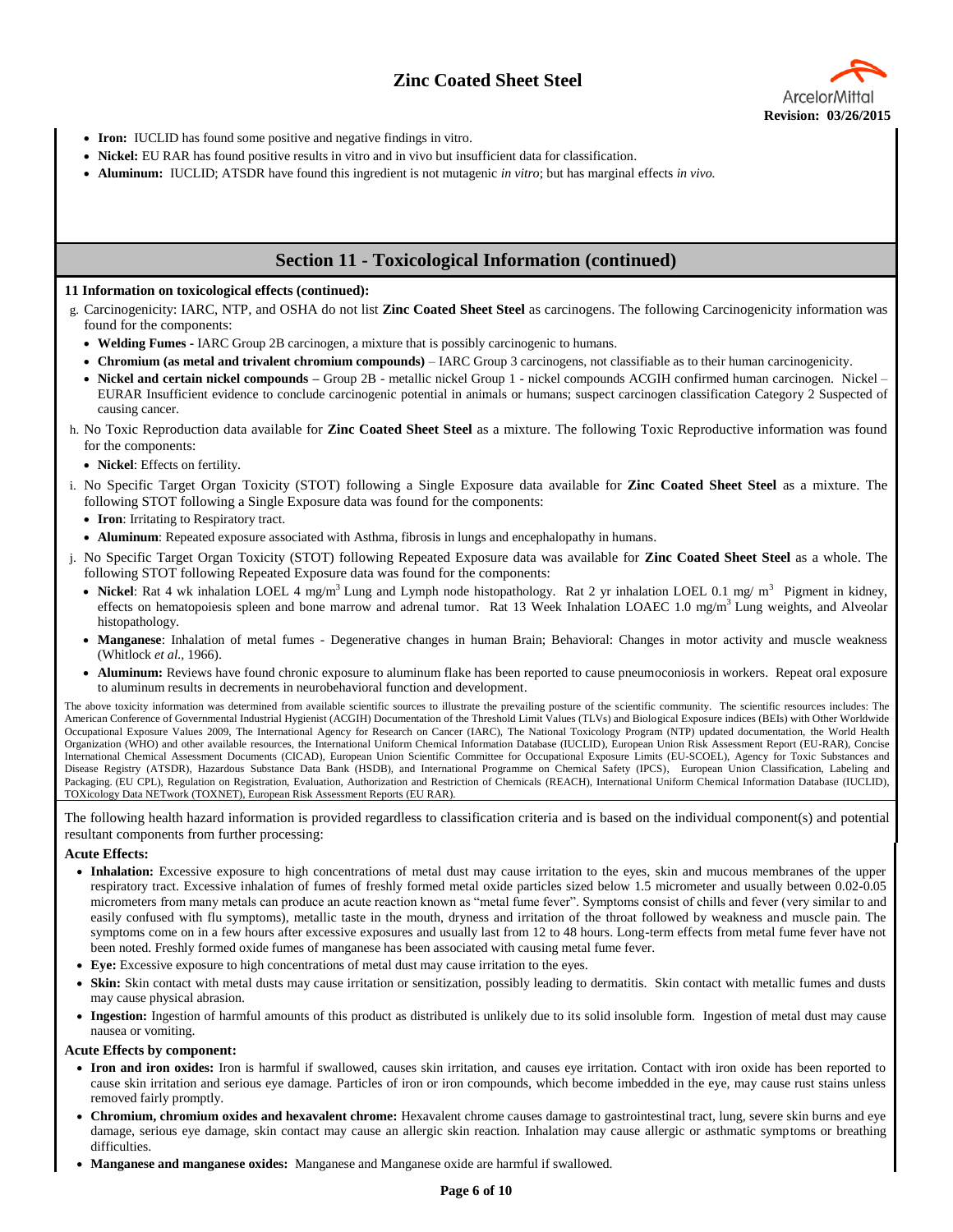- **Iron:** IUCLID has found some positive and negative findings in vitro.
- **Nickel:** EU RAR has found positive results in vitro and in vivo but insufficient data for classification.
- **Aluminum:** IUCLID; ATSDR have found this ingredient is not mutagenic *in vitro*; but has marginal effects *in vivo.*

## Section 11 - Toxicological Information (continued)

**11 Information on toxicological effects (continued):**

g. Carcinogenicity: IARC, NTP, and OSHA do not list **Zinc Coated Sheet Steel** as carcinogens. The following Carcinogenicity information was found for the components:
   - **Welding Fumes** - IARC Group 2B carcinogen, a mixture that is possibly carcinogenic to humans.
   - **Chromium (as metal and trivalent chromium compounds)** – IARC Group 3 carcinogens, not classifiable as to their human carcinogenicity.
   - **Nickel and certain nickel compounds –** Group 2B - metallic nickel Group 1 - nickel compounds ACGIH confirmed human carcinogen. Nickel – EURAR Insufficient evidence to conclude carcinogenic potential in animals or humans; suspect carcinogen classification Category 2 Suspected of causing cancer.

h. No Toxic Reproduction data available for **Zinc Coated Sheet Steel** as a mixture. The following Toxic Reproductive information was found for the components:
   - **Nickel**: Effects on fertility.

i. No Specific Target Organ Toxicity (STOT) following a Single Exposure data available for **Zinc Coated Sheet Steel** as a mixture. The following STOT following a Single Exposure data was found for the components:
   - **Iron**: Irritating to Respiratory tract.
   - **Aluminum**: Repeated exposure associated with Asthma, fibrosis in lungs and encephalopathy in humans.

j. No Specific Target Organ Toxicity (STOT) following Repeated Exposure data was available for **Zinc Coated Sheet Steel** as a whole. The following STOT following Repeated Exposure data was found for the components:
   - **Nickel**: Rat 4 wk inhalation LOEL 4 $mg/m^3$ Lung and Lymph node histopathology. Rat 2 yr inhalation LOEL 0.1 $mg/m^3$ Pigment in kidney, effects on hematopoiesis spleen and bone marrow and adrenal tumor. Rat 13 Week Inhalation LOAEC 1.0 $mg/m^3$ Lung weights, and Alveolar histopathology.
   - **Manganese**: Inhalation of metal fumes - Degenerative changes in human Brain; Behavioral: Changes in motor activity and muscle weakness (Whitlock *et al.*, 1966).
   - **Aluminum:** Reviews have found chronic exposure to aluminum flake has been reported to cause pneumoconiosis in workers. Repeat oral exposure to aluminum results in decrements in neurobehavioral function and development.

The above toxicity information was determined from available scientific sources to illustrate the prevailing posture of the scientific community. The scientific resources includes: The American Conference of Governmental Industrial Hygienist (ACGIH) Documentation of the Threshold Limit Values (TLVs) and Biological Exposure indices (BEIs) with Other Worldwide Occupational Exposure Values 2009, The International Agency for Research on Cancer (IARC), The National Toxicology Program (NTP) updated documentation, the World Health Organization (WHO) and other available resources, the International Uniform Chemical Information Database (IUCLID), European Union Risk Assessment Report (EU-RAR), Concise International Chemical Assessment Documents (CICAD), European Union Scientific Committee for Occupational Exposure Limits (EU-SCOEL), Agency for Toxic Substances and Disease Registry (ATSDR), Hazardous Substance Data Bank (HSDB), and International Programme on Chemical Safety (IPCS), European Union Classification, Labeling and Packaging. (EU CPL), Regulation on Registration, Evaluation, Authorization and Restriction of Chemicals (REACH), International Uniform Chemical Information Database (IUCLID), TOXicology Data NETwork (TOXNET), European Risk Assessment Reports (EU RAR).

The following health hazard information is provided regardless to classification criteria and is based on the individual component(s) and potential resultant components from further processing:

**Acute Effects:**

- **Inhalation:** Excessive exposure to high concentrations of metal dust may cause irritation to the eyes, skin and mucous membranes of the upper respiratory tract. Excessive inhalation of fumes of freshly formed metal oxide particles sized below 1.5 micrometer and usually between 0.02-0.05 micrometers from many metals can produce an acute reaction known as "metal fume fever". Symptoms consist of chills and fever (very similar to and easily confused with flu symptoms), metallic taste in the mouth, dryness and irritation of the throat followed by weakness and muscle pain. The symptoms come on in a few hours after excessive exposures and usually last from 12 to 48 hours. Long-term effects from metal fume fever have not been noted. Freshly formed oxide fumes of manganese has been associated with causing metal fume fever.
- **Eye:** Excessive exposure to high concentrations of metal dust may cause irritation to the eyes.
- **Skin:** Skin contact with metal dusts may cause irritation or sensitization, possibly leading to dermatitis. Skin contact with metallic fumes and dusts may cause physical abrasion.
- **Ingestion:** Ingestion of harmful amounts of this product as distributed is unlikely due to its solid insoluble form. Ingestion of metal dust may cause nausea or vomiting.

**Acute Effects by component:**

- **Iron and iron oxides:** Iron is harmful if swallowed, causes skin irritation, and causes eye irritation. Contact with iron oxide has been reported to cause skin irritation and serious eye damage. Particles of iron or iron compounds, which become imbedded in the eye, may cause rust stains unless removed fairly promptly.
- **Chromium, chromium oxides and hexavalent chrome:** Hexavalent chrome causes damage to gastrointestinal tract, lung, severe skin burns and eye damage, serious eye damage, skin contact may cause an allergic skin reaction. Inhalation may cause allergic or asthmatic symptoms or breathing difficulties.
- **Manganese and manganese oxides:** Manganese and Manganese oxide are harmful if swallowed.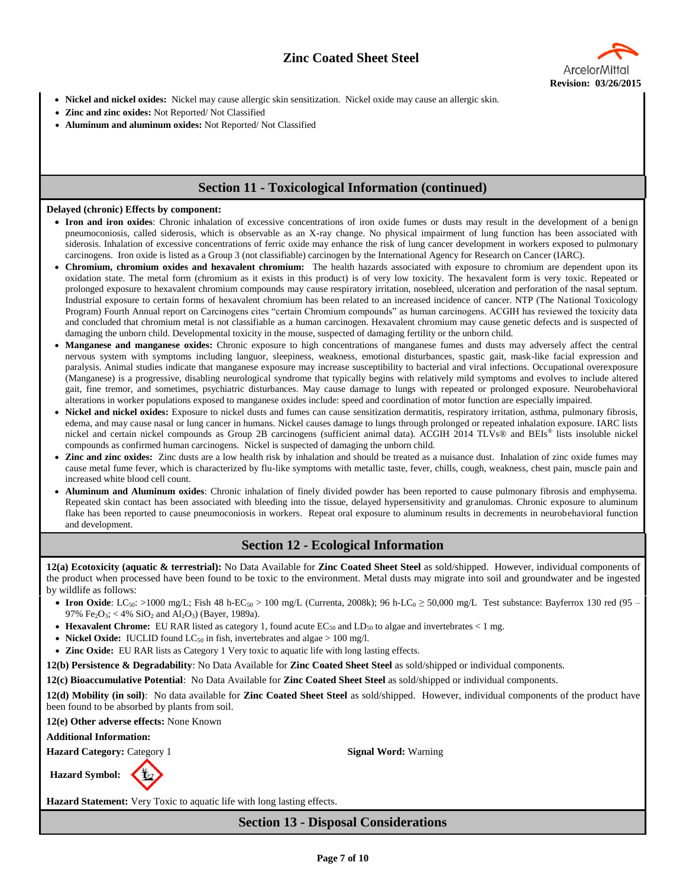- **Nickel and nickel oxides:** Nickel may cause allergic skin sensitization. Nickel oxide may cause an allergic skin.
- **Zinc and zinc oxides:** Not Reported/ Not Classified
- **Aluminum and aluminum oxides:** Not Reported/ Not Classified

## Section 11 - Toxicological Information (continued)

**Delayed (chronic) Effects by component:**

- **Iron and iron oxides**: Chronic inhalation of excessive concentrations of iron oxide fumes or dusts may result in the development of a benign pneumoconiosis, called siderosis, which is observable as an X-ray change. No physical impairment of lung function has been associated with siderosis. Inhalation of excessive concentrations of ferric oxide may enhance the risk of lung cancer development in workers exposed to pulmonary carcinogens. Iron oxide is listed as a Group 3 (not classifiable) carcinogen by the International Agency for Research on Cancer (IARC).
- **Chromium, chromium oxides and hexavalent chromium:** The health hazards associated with exposure to chromium are dependent upon its oxidation state. The metal form (chromium as it exists in this product) is of very low toxicity. The hexavalent form is very toxic. Repeated or prolonged exposure to hexavalent chromium compounds may cause respiratory irritation, nosebleed, ulceration and perforation of the nasal septum. Industrial exposure to certain forms of hexavalent chromium has been related to an increased incidence of cancer. NTP (The National Toxicology Program) Fourth Annual report on Carcinogens cites "certain Chromium compounds" as human carcinogens. ACGIH has reviewed the toxicity data and concluded that chromium metal is not classifiable as a human carcinogen. Hexavalent chromium may cause genetic defects and is suspected of damaging the unborn child. Developmental toxicity in the mouse, suspected of damaging fertility or the unborn child.
- **Manganese and manganese oxides:** Chronic exposure to high concentrations of manganese fumes and dusts may adversely affect the central nervous system with symptoms including languor, sleepiness, weakness, emotional disturbances, spastic gait, mask-like facial expression and paralysis. Animal studies indicate that manganese exposure may increase susceptibility to bacterial and viral infections. Occupational overexposure (Manganese) is a progressive, disabling neurological syndrome that typically begins with relatively mild symptoms and evolves to include altered gait, fine tremor, and sometimes, psychiatric disturbances. May cause damage to lungs with repeated or prolonged exposure. Neurobehavioral alterations in worker populations exposed to manganese oxides include: speed and coordination of motor function are especially impaired.
- **Nickel and nickel oxides:** Exposure to nickel dusts and fumes can cause sensitization dermatitis, respiratory irritation, asthma, pulmonary fibrosis, edema, and may cause nasal or lung cancer in humans. Nickel causes damage to lungs through prolonged or repeated inhalation exposure. IARC lists nickel and certain nickel compounds as Group 2B carcinogens (sufficient animal data). ACGIH 2014 TLVs® and BEIs® lists insoluble nickel compounds as confirmed human carcinogens. Nickel is suspected of damaging the unborn child.
- **Zinc and zinc oxides:** Zinc dusts are a low health risk by inhalation and should be treated as a nuisance dust. Inhalation of zinc oxide fumes may cause metal fume fever, which is characterized by flu-like symptoms with metallic taste, fever, chills, cough, weakness, chest pain, muscle pain and increased white blood cell count.
- **Aluminum and Aluminum oxides**: Chronic inhalation of finely divided powder has been reported to cause pulmonary fibrosis and emphysema. Repeated skin contact has been associated with bleeding into the tissue, delayed hypersensitivity and granulomas. Chronic exposure to aluminum flake has been reported to cause pneumoconiosis in workers. Repeat oral exposure to aluminum results in decrements in neurobehavioral function and development.

## Section 12 - Ecological Information

**12(a) Ecotoxicity (aquatic & terrestrial):** No Data Available for **Zinc Coated Sheet Steel** as sold/shipped. However, individual components of the product when processed have been found to be toxic to the environment. Metal dusts may migrate into soil and groundwater and be ingested by wildlife as follows:

- **Iron Oxide**: $LC_{50}$: >1000 mg/L; Fish 48 h-$EC_{50}$ > 100 mg/L (Currenta, 2008k); 96 h-$LC_0 \geq 50{,}000$ mg/L Test substance: Bayferrox 130 red (95 – 97% $Fe_2O_3$; < 4% $SiO_2$ and $Al_2O_3$) (Bayer, 1989a).
- **Hexavalent Chrome:** EU RAR listed as category 1, found acute $EC_{50}$ and $LD_{50}$ to algae and invertebrates < 1 mg.
- **Nickel Oxide:** IUCLID found $LC_{50}$ in fish, invertebrates and algae > 100 mg/l.
- **Zinc Oxide:** EU RAR lists as Category 1 Very toxic to aquatic life with long lasting effects.

**12(b) Persistence & Degradability**: No Data Available for **Zinc Coated Sheet Steel** as sold/shipped or individual components.

**12(c) Bioaccumulative Potential**: No Data Available for **Zinc Coated Sheet Steel** as sold/shipped or individual components.

**12(d) Mobility (in soil)**: No data available for **Zinc Coated Sheet Steel** as sold/shipped. However, individual components of the product have been found to be absorbed by plants from soil.

**12(e) Other adverse effects:** None Known

**Additional Information:**

**Hazard Category:** Category 1

**Signal Word:** Warning

**Hazard Symbol:**

**Hazard Statement:** Very Toxic to aquatic life with long lasting effects.

## Section 13 - Disposal Considerations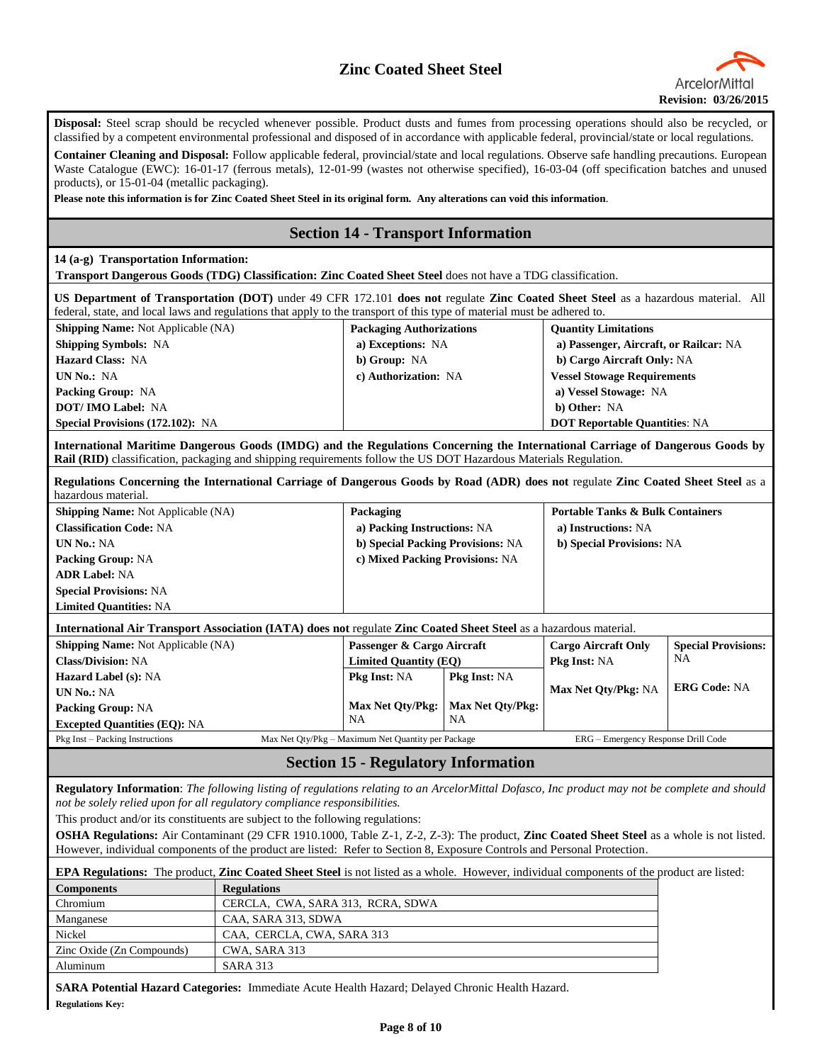**Disposal:** Steel scrap should be recycled whenever possible. Product dusts and fumes from processing operations should also be recycled, or classified by a competent environmental professional and disposed of in accordance with applicable federal, provincial/state or local regulations.

**Container Cleaning and Disposal:** Follow applicable federal, provincial/state and local regulations. Observe safe handling precautions. European Waste Catalogue (EWC): 16-01-17 (ferrous metals), 12-01-99 (wastes not otherwise specified), 16-03-04 (off specification batches and unused products), or 15-01-04 (metallic packaging).

**Please note this information is for Zinc Coated Sheet Steel in its original form. Any alterations can void this information**.

## Section 14 - Transport Information

**14 (a-g) Transportation Information:**

**Transport Dangerous Goods (TDG) Classification: Zinc Coated Sheet Steel** does not have a TDG classification.

**US Department of Transportation (DOT)** under 49 CFR 172.101 **does not** regulate **Zinc Coated Sheet Steel** as a hazardous material. All federal, state, and local laws and regulations that apply to the transport of this type of material must be adhered to.

| | | |
|---|---|---|
| **Shipping Name:** Not Applicable (NA) | **Packaging Authorizations** | **Quantity Limitations** |
| **Shipping Symbols:** NA | **a) Exceptions:** NA | **a) Passenger, Aircraft, or Railcar:** NA |
| **Hazard Class:** NA | **b) Group:** NA | **b) Cargo Aircraft Only:** NA |
| **UN No.:** NA | **c) Authorization:** NA | **Vessel Stowage Requirements** |
| **Packing Group:** NA | | **a) Vessel Stowage:** NA |
| **DOT/ IMO Label:** NA | | **b) Other:** NA |
| **Special Provisions (172.102):** NA | | **DOT Reportable Quantities**: NA |

**International Maritime Dangerous Goods (IMDG) and the Regulations Concerning the International Carriage of Dangerous Goods by Rail (RID)** classification, packaging and shipping requirements follow the US DOT Hazardous Materials Regulation.

**Regulations Concerning the International Carriage of Dangerous Goods by Road (ADR) does not** regulate **Zinc Coated Sheet Steel** as a hazardous material.

| | | |
|---|---|---|
| **Shipping Name:** Not Applicable (NA) | **Packaging** | **Portable Tanks & Bulk Containers** |
| **Classification Code:** NA | **a) Packing Instructions:** NA | **a) Instructions:** NA |
| **UN No.:** NA | **b) Special Packing Provisions:** NA | **b) Special Provisions:** NA |
| **Packing Group:** NA | **c) Mixed Packing Provisions:** NA | |
| **ADR Label:** NA | | |
| **Special Provisions:** NA | | |
| **Limited Quantities:** NA | | |

**International Air Transport Association (IATA) does not** regulate **Zinc Coated Sheet Steel** as a hazardous material.

| | | | | |
|---|---|---|---|---|
| **Shipping Name:** Not Applicable (NA) | **Passenger & Cargo Aircraft** | | **Cargo Aircraft Only** | **Special Provisions:** NA |
| **Class/Division:** NA | **Limited Quantity (EQ)** | | **Pkg Inst:** NA | |
| **Hazard Label (s):** NA | **Pkg Inst:** NA | **Pkg Inst:** NA | | |
| **UN No.:** NA | | | **Max Net Qty/Pkg:** NA | **ERG Code:** NA |
| **Packing Group:** NA | **Max Net Qty/Pkg:** NA | **Max Net Qty/Pkg:** NA | | |
| **Excepted Quantities (EQ):** NA | | | | |

Pkg Inst – Packing Instructions &nbsp;&nbsp;&nbsp; Max Net Qty/Pkg – Maximum Net Quantity per Package &nbsp;&nbsp;&nbsp; ERG – Emergency Response Drill Code

## Section 15 - Regulatory Information

**Regulatory Information**: *The following listing of regulations relating to an ArcelorMittal Dofasco, Inc product may not be complete and should not be solely relied upon for all regulatory compliance responsibilities.*

This product and/or its constituents are subject to the following regulations:

**OSHA Regulations:** Air Contaminant (29 CFR 1910.1000, Table Z-1, Z-2, Z-3): The product, **Zinc Coated Sheet Steel** as a whole is not listed. However, individual components of the product are listed: Refer to Section 8, Exposure Controls and Personal Protection.

**EPA Regulations:** The product, **Zinc Coated Sheet Steel** is not listed as a whole. However, individual components of the product are listed:

| Components | Regulations |
|---|---|
| Chromium | CERCLA, CWA, SARA 313, RCRA, SDWA |
| Manganese | CAA, SARA 313, SDWA |
| Nickel | CAA, CERCLA, CWA, SARA 313 |
| Zinc Oxide (Zn Compounds) | CWA, SARA 313 |
| Aluminum | SARA 313 |

**SARA Potential Hazard Categories:** Immediate Acute Health Hazard; Delayed Chronic Health Hazard.

**Regulations Key:**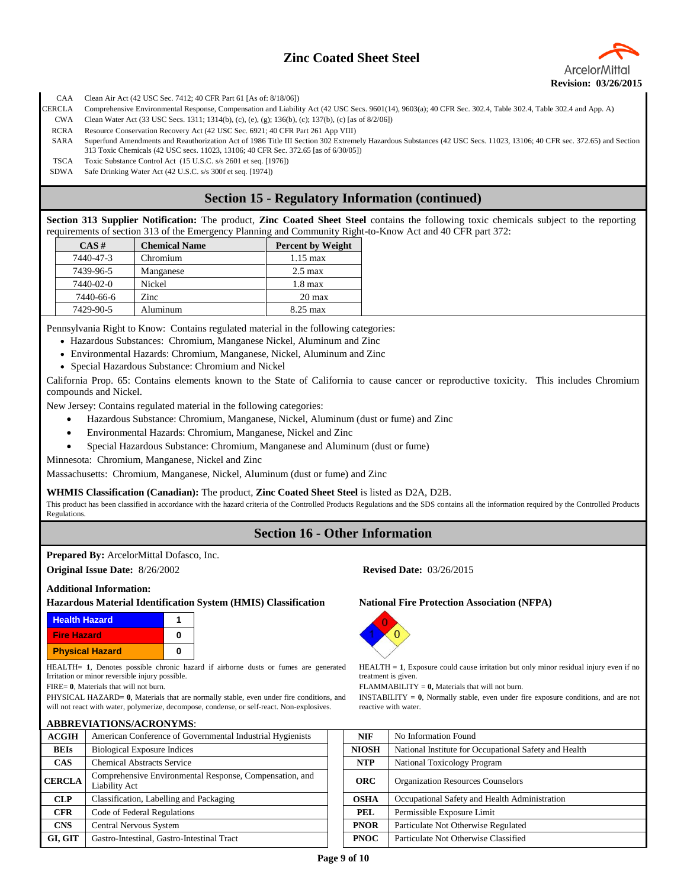| | |
|---|---|
| CAA | Clean Air Act (42 USC Sec. 7412; 40 CFR Part 61 [As of: 8/18/06]) |
| CERCLA | Comprehensive Environmental Response, Compensation and Liability Act (42 USC Secs. 9601(14), 9603(a); 40 CFR Sec. 302.4, Table 302.4, Table 302.4 and App. A) |
| CWA | Clean Water Act (33 USC Secs. 1311; 1314(b), (c), (e), (g); 136(b), (c); 137(b), (c) [as of 8/2/06]) |
| RCRA | Resource Conservation Recovery Act (42 USC Sec. 6921; 40 CFR Part 261 App VIII) |
| SARA | Superfund Amendments and Reauthorization Act of 1986 Title III Section 302 Extremely Hazardous Substances (42 USC Secs. 11023, 13106; 40 CFR sec. 372.65) and Section 313 Toxic Chemicals (42 USC secs. 11023, 13106; 40 CFR Sec. 372.65 [as of 6/30/05]) |
| TSCA | Toxic Substance Control Act (15 U.S.C. s/s 2601 et seq. [1976]) |
| SDWA | Safe Drinking Water Act (42 U.S.C. s/s 300f et seq. [1974]) |

## Section 15 - Regulatory Information (continued)

**Section 313 Supplier Notification:** The product, **Zinc Coated Sheet Steel** contains the following toxic chemicals subject to the reporting requirements of section 313 of the Emergency Planning and Community Right-to-Know Act and 40 CFR part 372:

| CAS # | Chemical Name | Percent by Weight |
|---|---|---|
| 7440-47-3 | Chromium | 1.15 max |
| 7439-96-5 | Manganese | 2.5 max |
| 7440-02-0 | Nickel | 1.8 max |
| 7440-66-6 | Zinc | 20 max |
| 7429-90-5 | Aluminum | 8.25 max |

Pennsylvania Right to Know: Contains regulated material in the following categories:

- Hazardous Substances: Chromium, Manganese Nickel, Aluminum and Zinc
- Environmental Hazards: Chromium, Manganese, Nickel, Aluminum and Zinc
- Special Hazardous Substance: Chromium and Nickel

California Prop. 65: Contains elements known to the State of California to cause cancer or reproductive toxicity. This includes Chromium compounds and Nickel.

New Jersey: Contains regulated material in the following categories:

- Hazardous Substance: Chromium, Manganese, Nickel, Aluminum (dust or fume) and Zinc
- Environmental Hazards: Chromium, Manganese, Nickel and Zinc
- Special Hazardous Substance: Chromium, Manganese and Aluminum (dust or fume)

Minnesota: Chromium, Manganese, Nickel and Zinc

Massachusetts: Chromium, Manganese, Nickel, Aluminum (dust or fume) and Zinc

**WHMIS Classification (Canadian):** The product, **Zinc Coated Sheet Steel** is listed as D2A, D2B.

This product has been classified in accordance with the hazard criteria of the Controlled Products Regulations and the SDS contains all the information required by the Controlled Products Regulations.

## Section 16 - Other Information

**Prepared By:** ArcelorMittal Dofasco, Inc.

**Original Issue Date:** 8/26/2002

**Revised Date:** 03/26/2015

**Additional Information:**

**Hazardous Material Identification System (HMIS) Classification**

| | |
|---|---|
| Health Hazard | 1 |
| Fire Hazard | 0 |
| Physical Hazard | 0 |

HEALTH= **1**, Denotes possible chronic hazard if airborne dusts or fumes are generated Irritation or minor reversible injury possible.

FIRE= **0**, Materials that will not burn.

PHYSICAL HAZARD= **0**, Materials that are normally stable, even under fire conditions, and will not react with water, polymerize, decompose, condense, or self-react. Non-explosives.

**National Fire Protection Association (NFPA)**

Health: 1, Flammability: 0, Instability: 0

HEALTH = **1**, Exposure could cause irritation but only minor residual injury even if no treatment is given.

FLAMMABILITY = **0,** Materials that will not burn.

INSTABILITY = **0**, Normally stable, even under fire exposure conditions, and are not reactive with water.

**ABBREVIATIONS/ACRONYMS**:

| | |
|---|---|
| **ACGIH** | American Conference of Governmental Industrial Hygienists |
| **BEIs** | Biological Exposure Indices |
| **CAS** | Chemical Abstracts Service |
| **CERCLA** | Comprehensive Environmental Response, Compensation, and Liability Act |
| **CLP** | Classification, Labelling and Packaging |
| **CFR** | Code of Federal Regulations |
| **CNS** | Central Nervous System |
| **GI, GIT** | Gastro-Intestinal, Gastro-Intestinal Tract |
| **NIF** | No Information Found |
| **NIOSH** | National Institute for Occupational Safety and Health |
| **NTP** | National Toxicology Program |
| **ORC** | Organization Resources Counselors |
| **OSHA** | Occupational Safety and Health Administration |
| **PEL** | Permissible Exposure Limit |
| **PNOR** | Particulate Not Otherwise Regulated |
| **PNOC** | Particulate Not Otherwise Classified |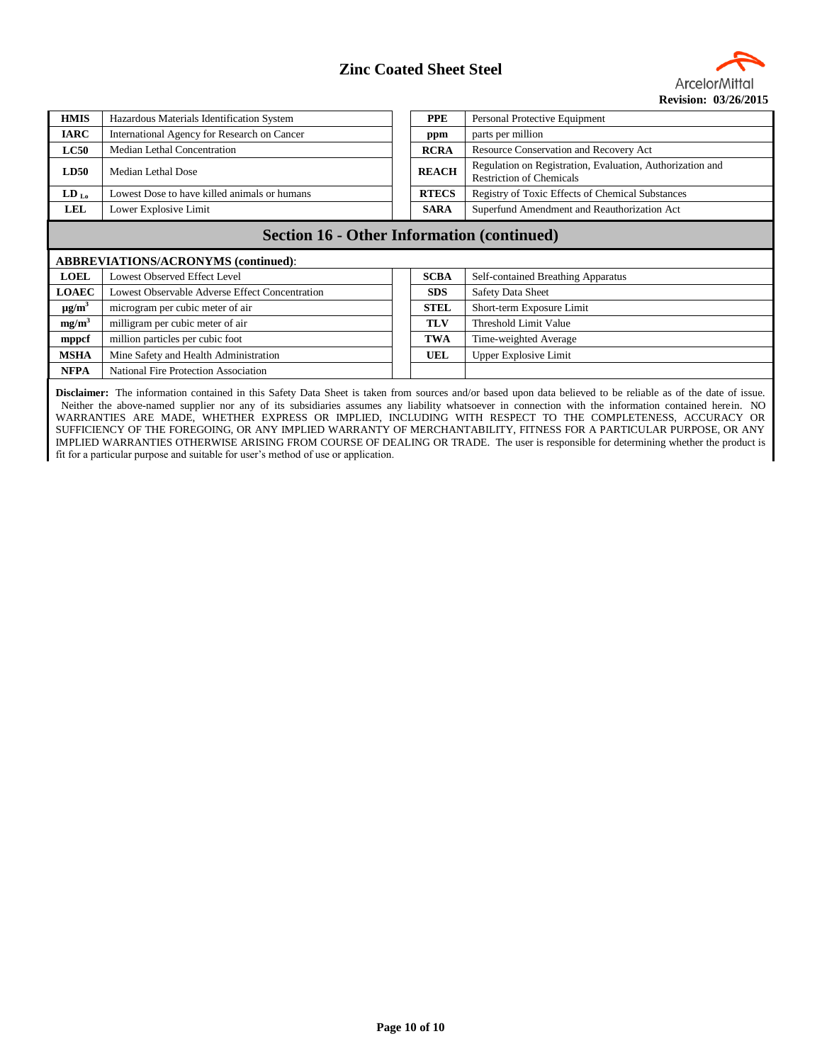| | | | | |
|---|---|---|---|---|
| **HMIS** | Hazardous Materials Identification System | | **PPE** | Personal Protective Equipment |
| **IARC** | International Agency for Research on Cancer | | **ppm** | parts per million |
| **LC50** | Median Lethal Concentration | | **RCRA** | Resource Conservation and Recovery Act |
| **LD50** | Median Lethal Dose | | **REACH** | Regulation on Registration, Evaluation, Authorization and Restriction of Chemicals |
| **$LD_{Lo}$** | Lowest Dose to have killed animals or humans | | **RTECS** | Registry of Toxic Effects of Chemical Substances |
| **LEL** | Lower Explosive Limit | | **SARA** | Superfund Amendment and Reauthorization Act |

## Section 16 - Other Information (continued)

**ABBREVIATIONS/ACRONYMS (continued)**:

| | | | | |
|---|---|---|---|---|
| **LOEL** | Lowest Observed Effect Level | | **SCBA** | Self-contained Breathing Apparatus |
| **LOAEC** | Lowest Observable Adverse Effect Concentration | | **SDS** | Safety Data Sheet |
| **$\mu g/m^3$** | microgram per cubic meter of air | | **STEL** | Short-term Exposure Limit |
| **$mg/m^3$** | milligram per cubic meter of air | | **TLV** | Threshold Limit Value |
| **mppcf** | million particles per cubic foot | | **TWA** | Time-weighted Average |
| **MSHA** | Mine Safety and Health Administration | | **UEL** | Upper Explosive Limit |
| **NFPA** | National Fire Protection Association | | | |

**Disclaimer:** The information contained in this Safety Data Sheet is taken from sources and/or based upon data believed to be reliable as of the date of issue. Neither the above-named supplier nor any of its subsidiaries assumes any liability whatsoever in connection with the information contained herein. NO WARRANTIES ARE MADE, WHETHER EXPRESS OR IMPLIED, INCLUDING WITH RESPECT TO THE COMPLETENESS, ACCURACY OR SUFFICIENCY OF THE FOREGOING, OR ANY IMPLIED WARRANTY OF MERCHANTABILITY, FITNESS FOR A PARTICULAR PURPOSE, OR ANY IMPLIED WARRANTIES OTHERWISE ARISING FROM COURSE OF DEALING OR TRADE. The user is responsible for determining whether the product is fit for a particular purpose and suitable for user's method of use or application.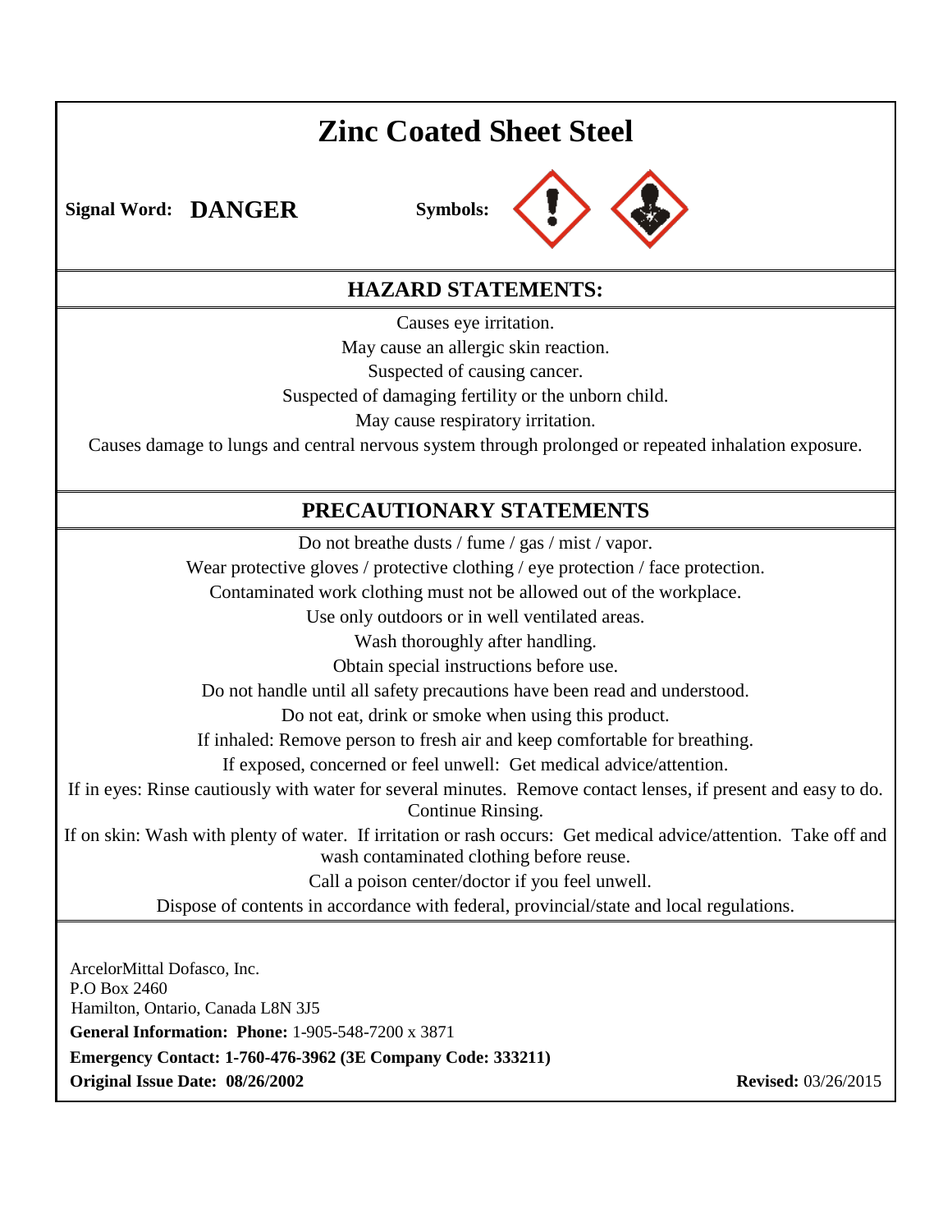# Zinc Coated Sheet Steel

**Signal Word: DANGER**

**Symbols:**

## HAZARD STATEMENTS:

Causes eye irritation.

May cause an allergic skin reaction.

Suspected of causing cancer.

Suspected of damaging fertility or the unborn child.

May cause respiratory irritation.

Causes damage to lungs and central nervous system through prolonged or repeated inhalation exposure.

## PRECAUTIONARY STATEMENTS

Do not breathe dusts / fume / gas / mist / vapor.

Wear protective gloves / protective clothing / eye protection / face protection.

Contaminated work clothing must not be allowed out of the workplace.

Use only outdoors or in well ventilated areas.

Wash thoroughly after handling.

Obtain special instructions before use.

Do not handle until all safety precautions have been read and understood.

Do not eat, drink or smoke when using this product.

If inhaled: Remove person to fresh air and keep comfortable for breathing.

If exposed, concerned or feel unwell: Get medical advice/attention.

If in eyes: Rinse cautiously with water for several minutes. Remove contact lenses, if present and easy to do. Continue Rinsing.

If on skin: Wash with plenty of water. If irritation or rash occurs: Get medical advice/attention. Take off and wash contaminated clothing before reuse.

Call a poison center/doctor if you feel unwell.

Dispose of contents in accordance with federal, provincial/state and local regulations.

ArcelorMittal Dofasco, Inc.
P.O Box 2460
Hamilton, Ontario, Canada L8N 3J5

**General Information: Phone:** 1-905-548-7200 x 3871

**Emergency Contact: 1-760-476-3962 (3E Company Code: 333211)**

**Original Issue Date: 08/26/2002**

**Revised:** 03/26/2015